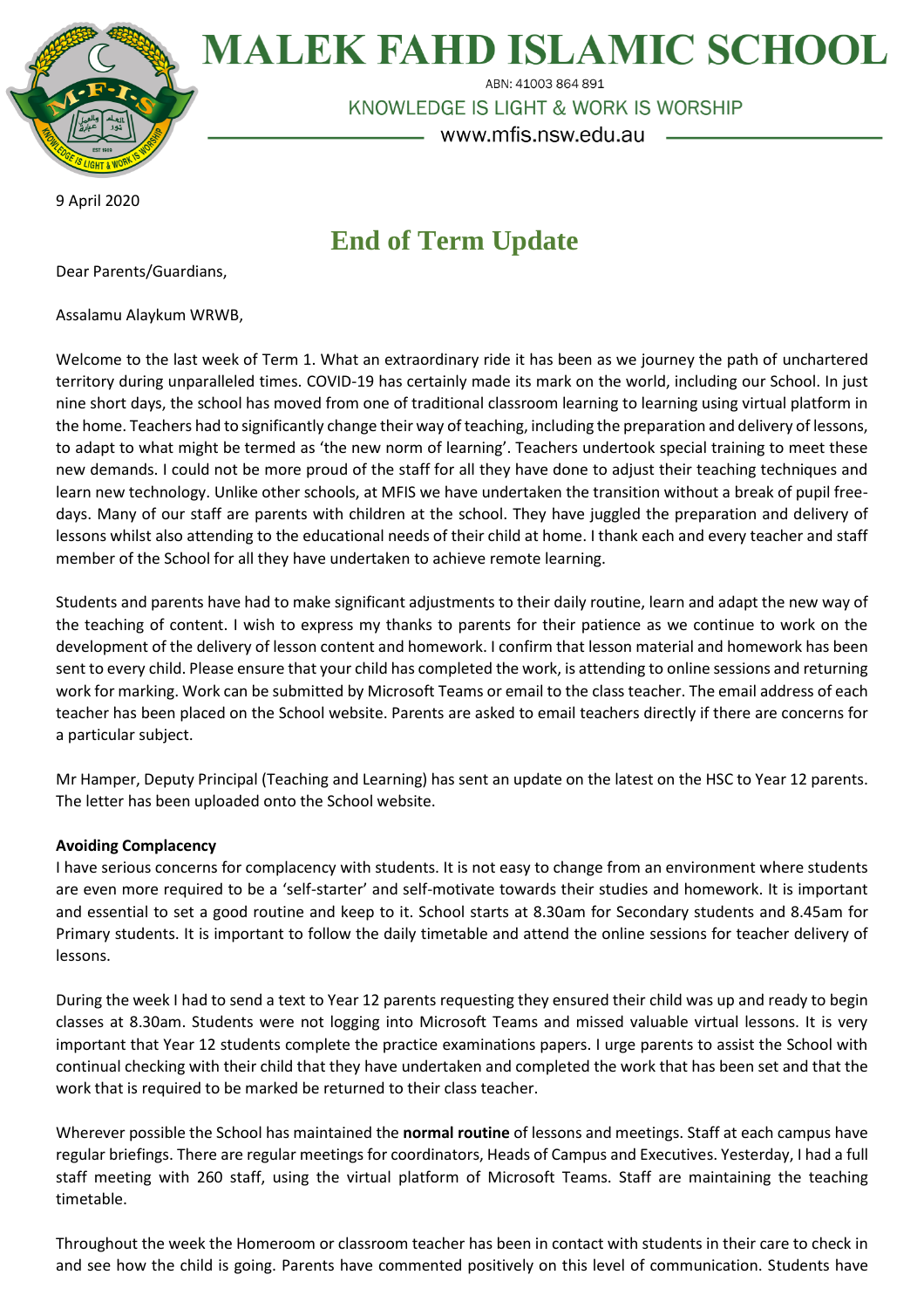# MALEK FAHD ISLAMIC SCHOOL

ABN: 41003 864 891

KNOWLEDGE IS LIGHT & WORK IS WORSHIP

www.mfis.nsw.edu.au

9 April 2020

## End of Term Update

Dear Parents/Guardians,

Assalamu Alaykum WRWB,

Welcome to the last week of Term 1. What an extraordinary ride it has been as we journey the path of unchartered territory during unparalleled times. COVID-19 has certainly made its mark on the world, including our School. In just nine short days, the school has moved from one of traditional classroom learning to learning using virtual platform in the home. Teachers had to significantly change their way of teaching, including the preparation and delivery of lessons, to adapt to what might be termed as 'the new norm of learning'. Teachers undertook special training to meet these new demands. I could not be more proud of the staff for all they have done to adjust their teaching techniques and learn new technology. Unlike other schools, at MFIS we have undertaken the transition without a break of pupil free-days. Many of our staff are parents with children at the school. They have juggled the preparation and delivery of lessons whilst also attending to the educational needs of their child at home. I thank each and every teacher and staff member of the School for all they have undertaken to achieve remote learning.

Students and parents have had to make significant adjustments to their daily routine, learn and adapt the new way of the teaching of content. I wish to express my thanks to parents for their patience as we continue to work on the development of the delivery of lesson content and homework. I confirm that lesson material and homework has been sent to every child. Please ensure that your child has completed the work, is attending to online sessions and returning work for marking. Work can be submitted by Microsoft Teams or email to the class teacher. The email address of each teacher has been placed on the School website. Parents are asked to email teachers directly if there are concerns for a particular subject.

Mr Hamper, Deputy Principal (Teaching and Learning) has sent an update on the latest on the HSC to Year 12 parents. The letter has been uploaded onto the School website.

**Avoiding Complacency**

I have serious concerns for complacency with students. It is not easy to change from an environment where students are even more required to be a 'self-starter' and self-motivate towards their studies and homework. It is important and essential to set a good routine and keep to it. School starts at 8.30am for Secondary students and 8.45am for Primary students. It is important to follow the daily timetable and attend the online sessions for teacher delivery of lessons.

During the week I had to send a text to Year 12 parents requesting they ensured their child was up and ready to begin classes at 8.30am. Students were not logging into Microsoft Teams and missed valuable virtual lessons. It is very important that Year 12 students complete the practice examinations papers. I urge parents to assist the School with continual checking with their child that they have undertaken and completed the work that has been set and that the work that is required to be marked be returned to their class teacher.

Wherever possible the School has maintained the **normal routine** of lessons and meetings. Staff at each campus have regular briefings. There are regular meetings for coordinators, Heads of Campus and Executives. Yesterday, I had a full staff meeting with 260 staff, using the virtual platform of Microsoft Teams. Staff are maintaining the teaching timetable.

Throughout the week the Homeroom or classroom teacher has been in contact with students in their care to check in and see how the child is going. Parents have commented positively on this level of communication. Students have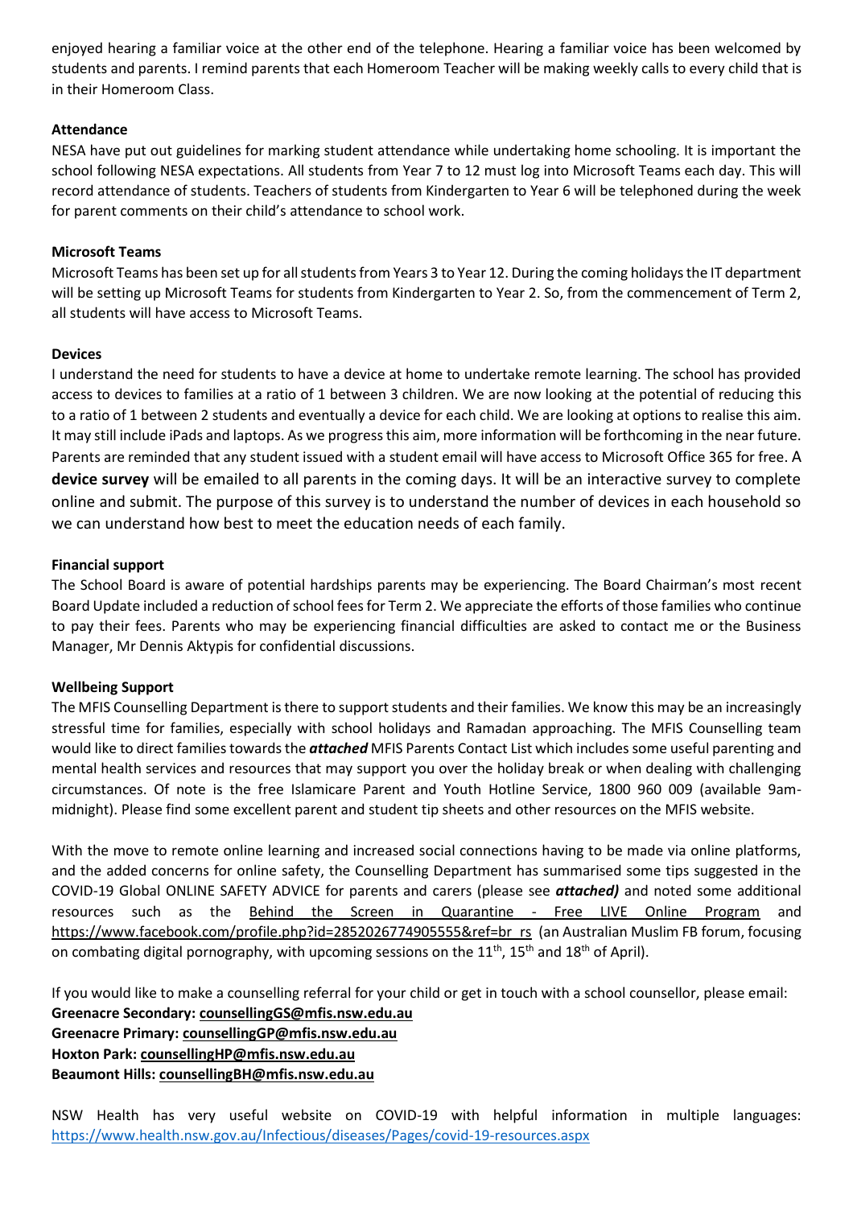enjoyed hearing a familiar voice at the other end of the telephone. Hearing a familiar voice has been welcomed by students and parents. I remind parents that each Homeroom Teacher will be making weekly calls to every child that is in their Homeroom Class.

**Attendance**

NESA have put out guidelines for marking student attendance while undertaking home schooling. It is important the school following NESA expectations. All students from Year 7 to 12 must log into Microsoft Teams each day. This will record attendance of students. Teachers of students from Kindergarten to Year 6 will be telephoned during the week for parent comments on their child's attendance to school work.

**Microsoft Teams**

Microsoft Teams has been set up for all students from Years 3 to Year 12. During the coming holidays the IT department will be setting up Microsoft Teams for students from Kindergarten to Year 2. So, from the commencement of Term 2, all students will have access to Microsoft Teams.

**Devices**

I understand the need for students to have a device at home to undertake remote learning. The school has provided access to devices to families at a ratio of 1 between 3 children. We are now looking at the potential of reducing this to a ratio of 1 between 2 students and eventually a device for each child. We are looking at options to realise this aim. It may still include iPads and laptops. As we progress this aim, more information will be forthcoming in the near future. Parents are reminded that any student issued with a student email will have access to Microsoft Office 365 for free. A **device survey** will be emailed to all parents in the coming days. It will be an interactive survey to complete online and submit. The purpose of this survey is to understand the number of devices in each household so we can understand how best to meet the education needs of each family.

**Financial support**

The School Board is aware of potential hardships parents may be experiencing. The Board Chairman's most recent Board Update included a reduction of school fees for Term 2. We appreciate the efforts of those families who continue to pay their fees. Parents who may be experiencing financial difficulties are asked to contact me or the Business Manager, Mr Dennis Aktypis for confidential discussions.

**Wellbeing Support**

The MFIS Counselling Department is there to support students and their families. We know this may be an increasingly stressful time for families, especially with school holidays and Ramadan approaching. The MFIS Counselling team would like to direct families towards the ***attached*** MFIS Parents Contact List which includes some useful parenting and mental health services and resources that may support you over the holiday break or when dealing with challenging circumstances. Of note is the free Islamicare Parent and Youth Hotline Service, 1800 960 009 (available 9am-midnight). Please find some excellent parent and student tip sheets and other resources on the MFIS website.

With the move to remote online learning and increased social connections having to be made via online platforms, and the added concerns for online safety, the Counselling Department has summarised some tips suggested in the COVID-19 Global ONLINE SAFETY ADVICE for parents and carers (please see ***attached)*** and noted some additional resources such as the Behind the Screen in Quarantine - Free LIVE Online Program and https://www.facebook.com/profile.php?id=2852026774905555&ref=br_rs (an Australian Muslim FB forum, focusing on combating digital pornography, with upcoming sessions on the 11th, 15th and 18th of April).

If you would like to make a counselling referral for your child or get in touch with a school counsellor, please email:

**Greenacre Secondary: counsellingGS@mfis.nsw.edu.au**
**Greenacre Primary: counsellingGP@mfis.nsw.edu.au**
**Hoxton Park: counsellingHP@mfis.nsw.edu.au**
**Beaumont Hills: counsellingBH@mfis.nsw.edu.au**

NSW Health has very useful website on COVID-19 with helpful information in multiple languages: https://www.health.nsw.gov.au/Infectious/diseases/Pages/covid-19-resources.aspx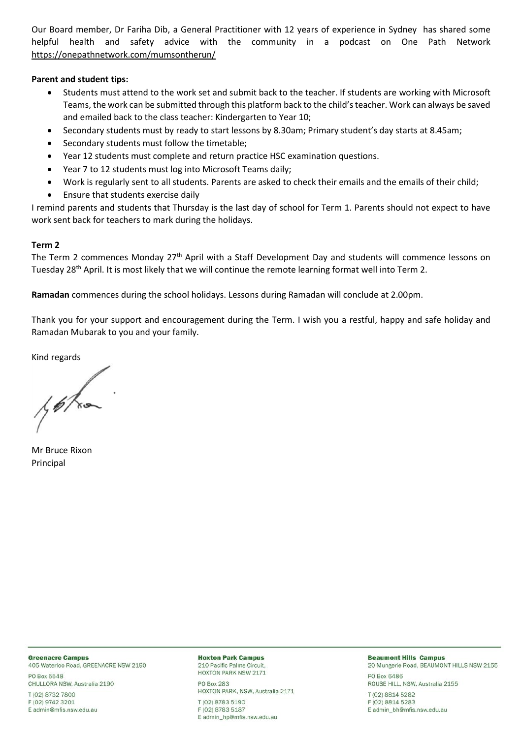Our Board member, Dr Fariha Dib, a General Practitioner with 12 years of experience in Sydney has shared some helpful health and safety advice with the community in a podcast on One Path Network https://onepathnetwork.com/mumsontherun/

**Parent and student tips:**

- Students must attend to the work set and submit back to the teacher. If students are working with Microsoft Teams, the work can be submitted through this platform back to the child's teacher. Work can always be saved and emailed back to the class teacher: Kindergarten to Year 10;
- Secondary students must by ready to start lessons by 8.30am; Primary student's day starts at 8.45am;
- Secondary students must follow the timetable;
- Year 12 students must complete and return practice HSC examination questions.
- Year 7 to 12 students must log into Microsoft Teams daily;
- Work is regularly sent to all students. Parents are asked to check their emails and the emails of their child;
- Ensure that students exercise daily

I remind parents and students that Thursday is the last day of school for Term 1. Parents should not expect to have work sent back for teachers to mark during the holidays.

**Term 2**

The Term 2 commences Monday 27th April with a Staff Development Day and students will commence lessons on Tuesday 28th April. It is most likely that we will continue the remote learning format well into Term 2.

**Ramadan** commences during the school holidays. Lessons during Ramadan will conclude at 2.00pm.

Thank you for your support and encouragement during the Term. I wish you a restful, happy and safe holiday and Ramadan Mubarak to you and your family.

Kind regards

Mr Bruce Rixon
Principal

**Greenacre Campus**
405 Waterloo Road, GREENACRE NSW 2190
PO Box 5548
CHULLORA NSW, Australia 2190
T (02) 8732 7800
F (02) 9742 3201
E admin@mfis.nsw.edu.au

**Hoxton Park Campus**
210 Pacific Palms Circuit,
HOXTON PARK NSW 2171
PO Box 283
HOXTON PARK, NSW, Australia 2171
T (02) 8783 5190
F (02) 8783 5187
E admin_hp@mfis.nsw.edu.au

**Beaumont Hills Campus**
20 Mungerie Road, BEAUMONT HILLS NSW 2155
PO Box 6486
ROUSE HILL, NSW, Australia 2155
T (02) 8814 5282
F (02) 8814 5283
E admin_bh@mfis.nsw.edu.au